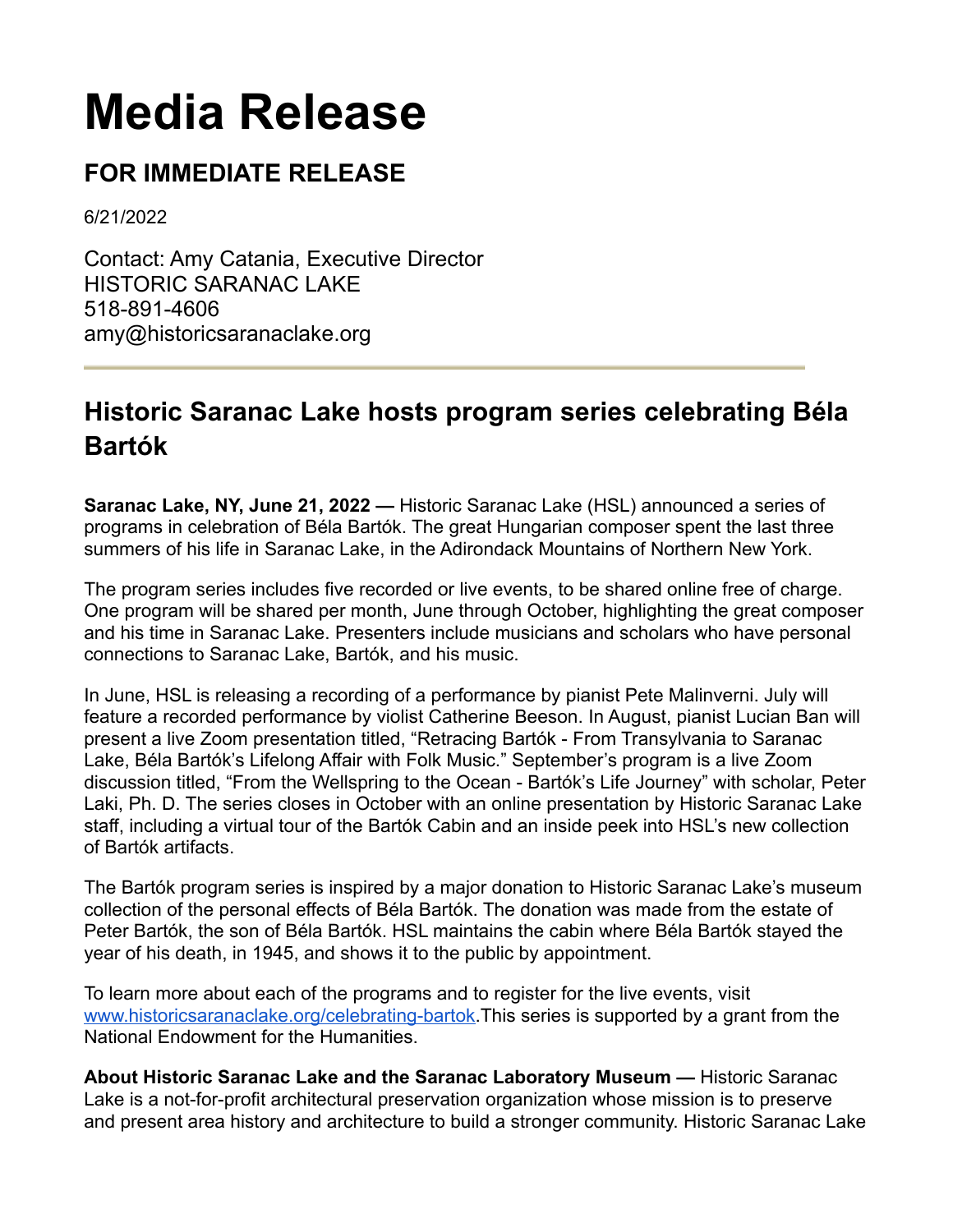# Media Release

## FOR IMMEDIATE RELEASE

6/21/2022

Contact: Amy Catania, Executive Director
HISTORIC SARANAC LAKE
518-891-4606
amy@historicsaranaclake.org

---

## Historic Saranac Lake hosts program series celebrating Béla Bartók

**Saranac Lake, NY, June 21, 2022 —** Historic Saranac Lake (HSL) announced a series of programs in celebration of Béla Bartók. The great Hungarian composer spent the last three summers of his life in Saranac Lake, in the Adirondack Mountains of Northern New York.

The program series includes five recorded or live events, to be shared online free of charge. One program will be shared per month, June through October, highlighting the great composer and his time in Saranac Lake. Presenters include musicians and scholars who have personal connections to Saranac Lake, Bartók, and his music.

In June, HSL is releasing a recording of a performance by pianist Pete Malinverni. July will feature a recorded performance by violist Catherine Beeson. In August, pianist Lucian Ban will present a live Zoom presentation titled, "Retracing Bartók - From Transylvania to Saranac Lake, Béla Bartók's Lifelong Affair with Folk Music." September's program is a live Zoom discussion titled, "From the Wellspring to the Ocean - Bartók's Life Journey" with scholar, Peter Laki, Ph. D. The series closes in October with an online presentation by Historic Saranac Lake staff, including a virtual tour of the Bartók Cabin and an inside peek into HSL's new collection of Bartók artifacts.

The Bartók program series is inspired by a major donation to Historic Saranac Lake's museum collection of the personal effects of Béla Bartók. The donation was made from the estate of Peter Bartók, the son of Béla Bartók. HSL maintains the cabin where Béla Bartók stayed the year of his death, in 1945, and shows it to the public by appointment.

To learn more about each of the programs and to register for the live events, visit [www.historicsaranaclake.org/celebrating-bartok](http://www.historicsaranaclake.org/celebrating-bartok).This series is supported by a grant from the National Endowment for the Humanities.

**About Historic Saranac Lake and the Saranac Laboratory Museum —** Historic Saranac Lake is a not-for-profit architectural preservation organization whose mission is to preserve and present area history and architecture to build a stronger community. Historic Saranac Lake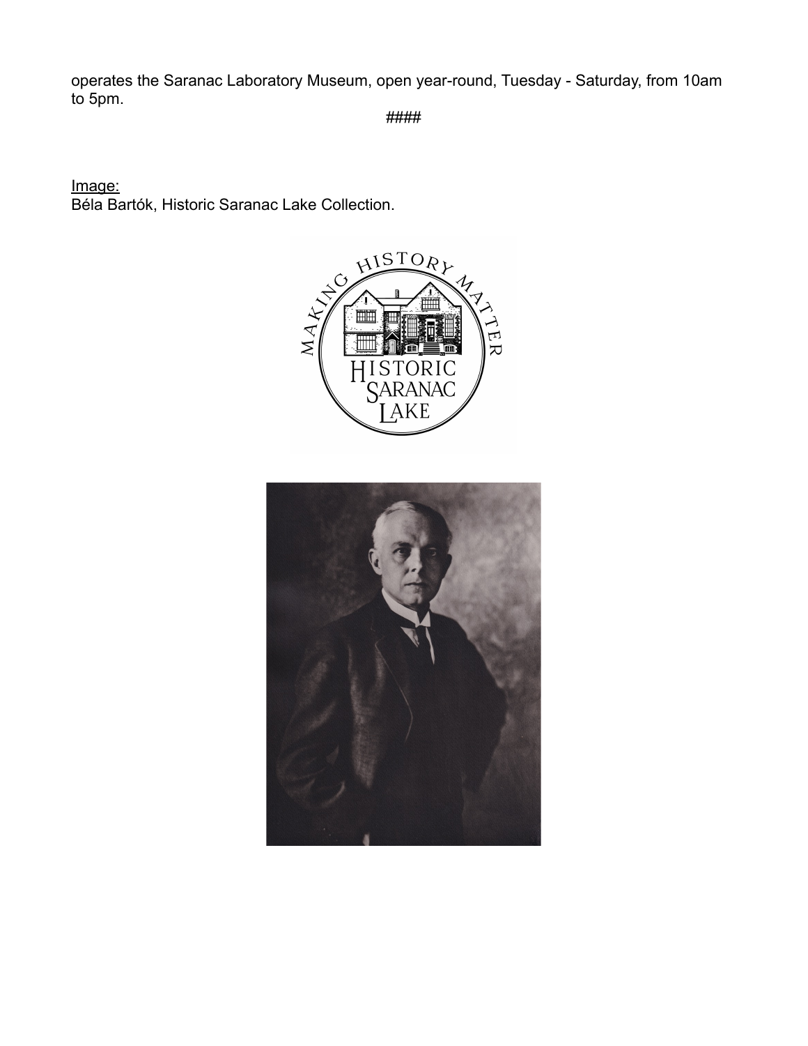operates the Saranac Laboratory Museum, open year-round, Tuesday - Saturday, from 10am to 5pm.

####

Image:
Béla Bartók, Historic Saranac Lake Collection.